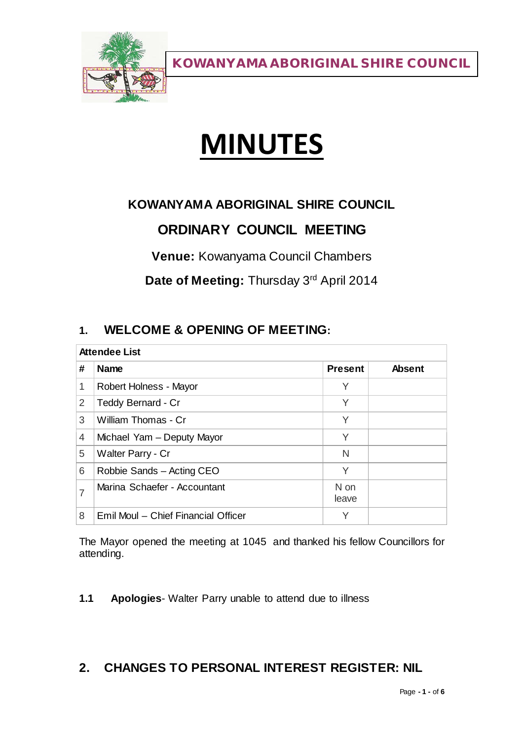**KOWANYAMA ABORIGINAL SHIRE COUNCIL**

# MINUTES

## KOWANYAMA ABORIGINAL SHIRE COUNCIL

## ORDINARY COUNCIL MEETING

**Venue:** Kowanyama Council Chambers

**Date of Meeting:** Thursday 3rd April 2014

## 1. WELCOME & OPENING OF MEETING:

| Attendee List | | | |
|---|---|---|---|
| **#** | **Name** | **Present** | **Absent** |
| 1 | Robert Holness - Mayor | Y | |
| 2 | Teddy Bernard - Cr | Y | |
| 3 | William Thomas - Cr | Y | |
| 4 | Michael Yam – Deputy Mayor | Y | |
| 5 | Walter Parry - Cr | N | |
| 6 | Robbie Sands – Acting CEO | Y | |
| 7 | Marina Schaefer - Accountant | N on leave | |
| 8 | Emil Moul – Chief Financial Officer | Y | |

The Mayor opened the meeting at 1045 and thanked his fellow Councillors for attending.

**1.1 Apologies**- Walter Parry unable to attend due to illness

## 2. CHANGES TO PERSONAL INTEREST REGISTER: NIL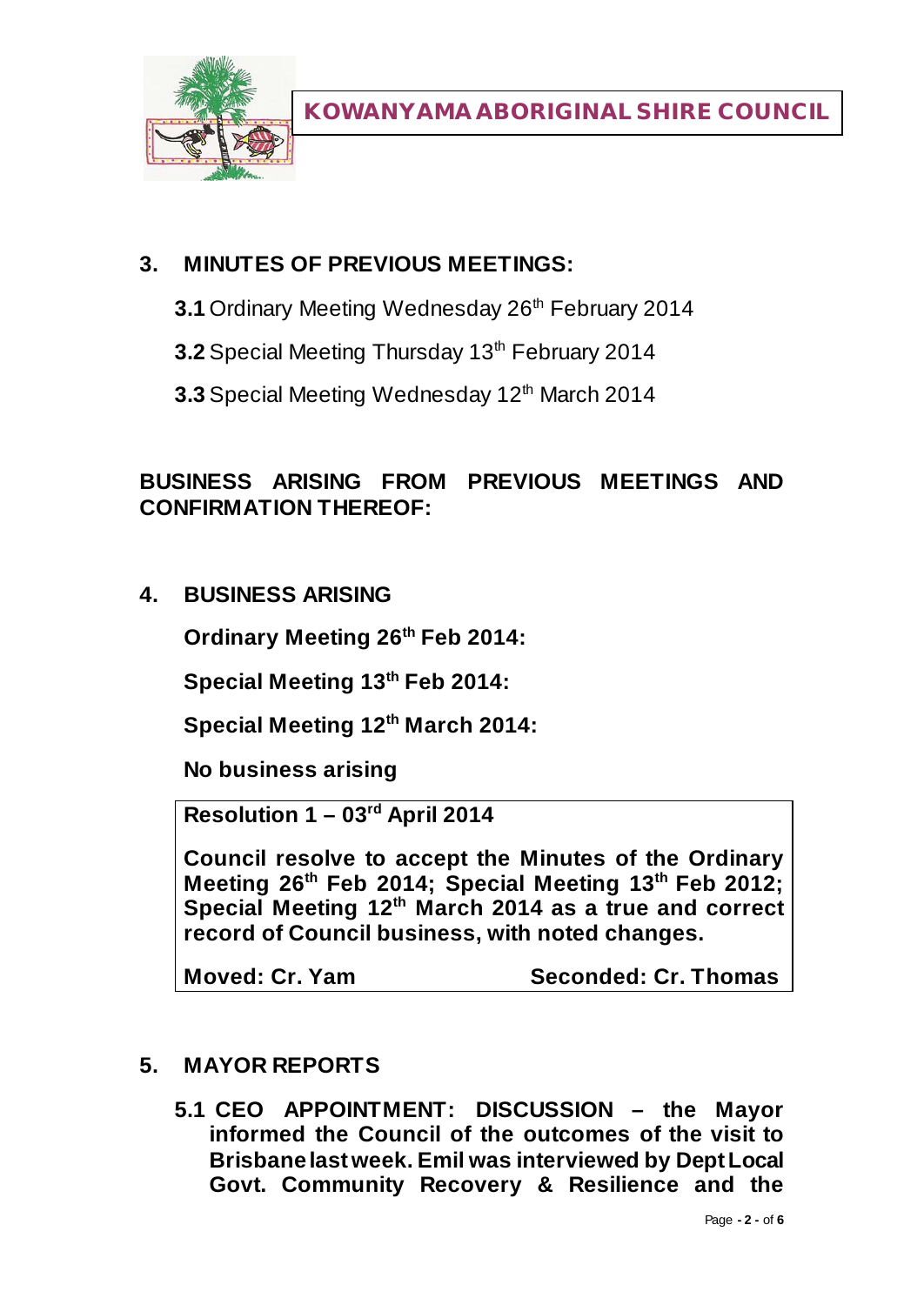## 3. MINUTES OF PREVIOUS MEETINGS:

**3.1** Ordinary Meeting Wednesday 26th February 2014

**3.2** Special Meeting Thursday 13th February 2014

**3.3** Special Meeting Wednesday 12th March 2014

**BUSINESS ARISING FROM PREVIOUS MEETINGS AND CONFIRMATION THEREOF:**

## 4. BUSINESS ARISING

**Ordinary Meeting 26th Feb 2014:**

**Special Meeting 13th Feb 2014:**

**Special Meeting 12th March 2014:**

**No business arising**

> **Resolution 1 – 03rd April 2014**
>
> **Council resolve to accept the Minutes of the Ordinary Meeting 26th Feb 2014; Special Meeting 13th Feb 2012; Special Meeting 12th March 2014 as a true and correct record of Council business, with noted changes.**
>
> **Moved: Cr. Yam** **Seconded: Cr. Thomas**

## 5. MAYOR REPORTS

**5.1 CEO APPOINTMENT: DISCUSSION – the Mayor informed the Council of the outcomes of the visit to Brisbane last week. Emil was interviewed by Dept Local Govt. Community Recovery & Resilience and the**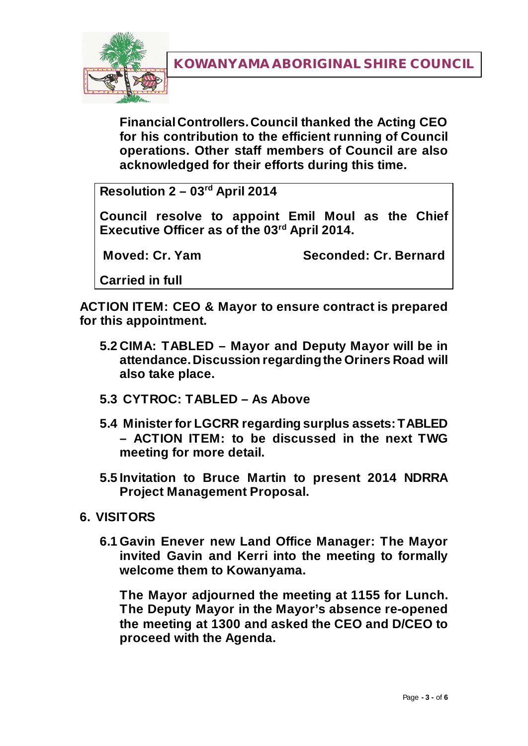**Financial Controllers. Council thanked the Acting CEO for his contribution to the efficient running of Council operations. Other staff members of Council are also acknowledged for their efforts during this time.**

> **Resolution 2 – 03rd April 2014**
>
> **Council resolve to appoint Emil Moul as the Chief Executive Officer as of the 03rd April 2014.**
>
> **Moved: Cr. Yam** **Seconded: Cr. Bernard**
>
> **Carried in full**

**ACTION ITEM: CEO & Mayor to ensure contract is prepared for this appointment.**

- **5.2 CIMA: TABLED – Mayor and Deputy Mayor will be in attendance. Discussion regarding the Oriners Road will also take place.**
- **5.3 CYTROC: TABLED – As Above**
- **5.4 Minister for LGCRR regarding surplus assets: TABLED – ACTION ITEM: to be discussed in the next TWG meeting for more detail.**
- **5.5 Invitation to Bruce Martin to present 2014 NDRRA Project Management Proposal.**

## 6. VISITORS

**6.1 Gavin Enever new Land Office Manager: The Mayor invited Gavin and Kerri into the meeting to formally welcome them to Kowanyama.**

**The Mayor adjourned the meeting at 1155 for Lunch. The Deputy Mayor in the Mayor's absence re-opened the meeting at 1300 and asked the CEO and D/CEO to proceed with the Agenda.**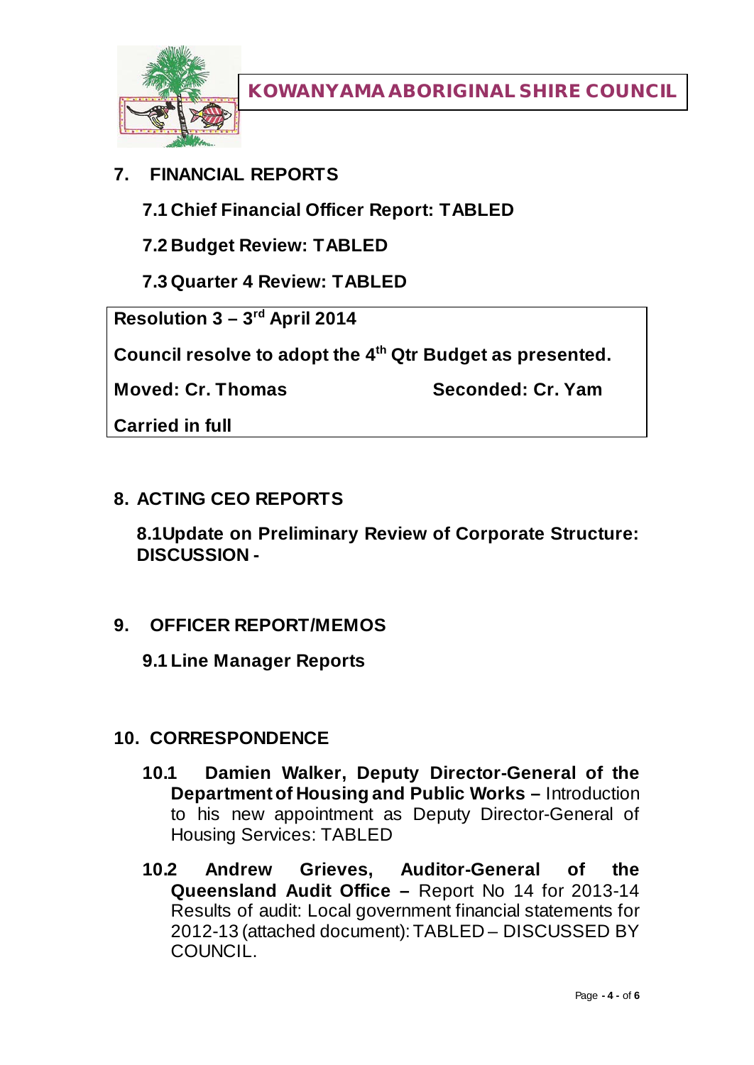**KOWANYAMA ABORIGINAL SHIRE COUNCIL**

## 7. FINANCIAL REPORTS

**7.1 Chief Financial Officer Report: TABLED**

**7.2 Budget Review: TABLED**

**7.3 Quarter 4 Review: TABLED**

| **Resolution 3 – 3rd April 2014** | |
|---|---|
| **Council resolve to adopt the 4th Qtr Budget as presented.** | |
| **Moved: Cr. Thomas** | **Seconded: Cr. Yam** |
| **Carried in full** | |

## 8. ACTING CEO REPORTS

**8.1Update on Preliminary Review of Corporate Structure: DISCUSSION -**

## 9. OFFICER REPORT/MEMOS

**9.1 Line Manager Reports**

## 10. CORRESPONDENCE

**10.1 Damien Walker, Deputy Director-General of the Department of Housing and Public Works –** Introduction to his new appointment as Deputy Director-General of Housing Services: TABLED

**10.2 Andrew Grieves, Auditor-General of the Queensland Audit Office –** Report No 14 for 2013-14 Results of audit: Local government financial statements for 2012-13 (attached document): TABLED – DISCUSSED BY COUNCIL.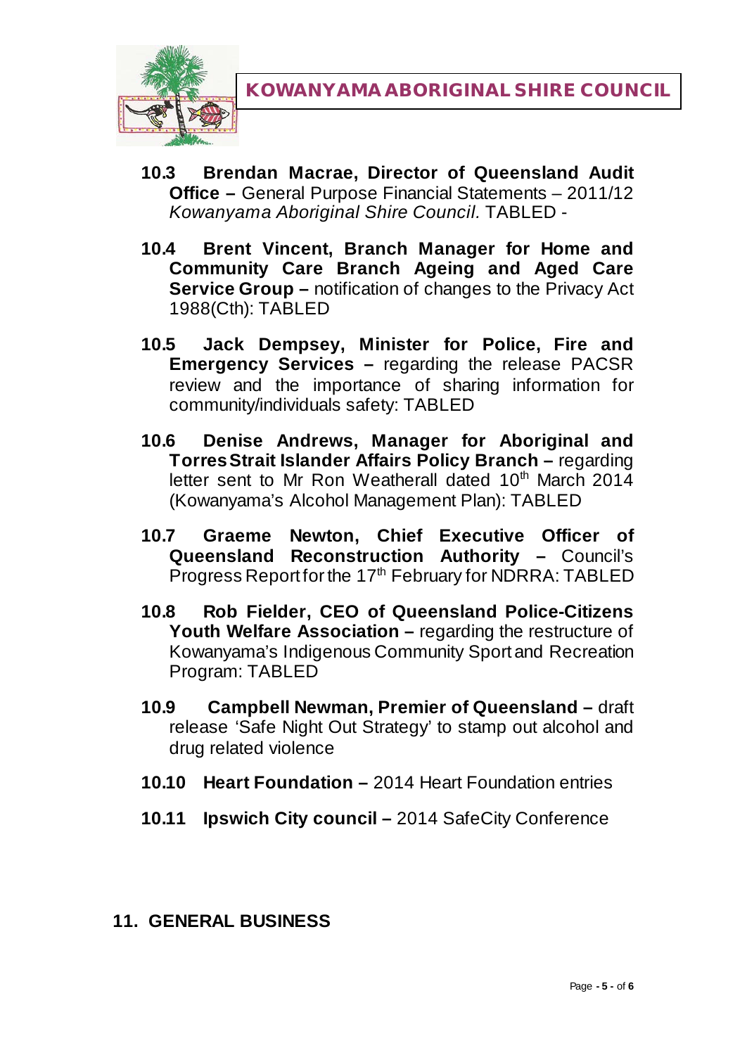- **10.3 Brendan Macrae, Director of Queensland Audit Office –** General Purpose Financial Statements – 2011/12 *Kowanyama Aboriginal Shire Council.* TABLED -

- **10.4 Brent Vincent, Branch Manager for Home and Community Care Branch Ageing and Aged Care Service Group –** notification of changes to the Privacy Act 1988(Cth): TABLED

- **10.5 Jack Dempsey, Minister for Police, Fire and Emergency Services –** regarding the release PACSR review and the importance of sharing information for community/individuals safety: TABLED

- **10.6 Denise Andrews, Manager for Aboriginal and Torres Strait Islander Affairs Policy Branch –** regarding letter sent to Mr Ron Weatherall dated 10th March 2014 (Kowanyama's Alcohol Management Plan): TABLED

- **10.7 Graeme Newton, Chief Executive Officer of Queensland Reconstruction Authority –** Council's Progress Report for the 17th February for NDRRA: TABLED

- **10.8 Rob Fielder, CEO of Queensland Police-Citizens Youth Welfare Association –** regarding the restructure of Kowanyama's Indigenous Community Sport and Recreation Program: TABLED

- **10.9 Campbell Newman, Premier of Queensland –** draft release 'Safe Night Out Strategy' to stamp out alcohol and drug related violence

- **10.10 Heart Foundation –** 2014 Heart Foundation entries

- **10.11 Ipswich City council –** 2014 SafeCity Conference

## 11. GENERAL BUSINESS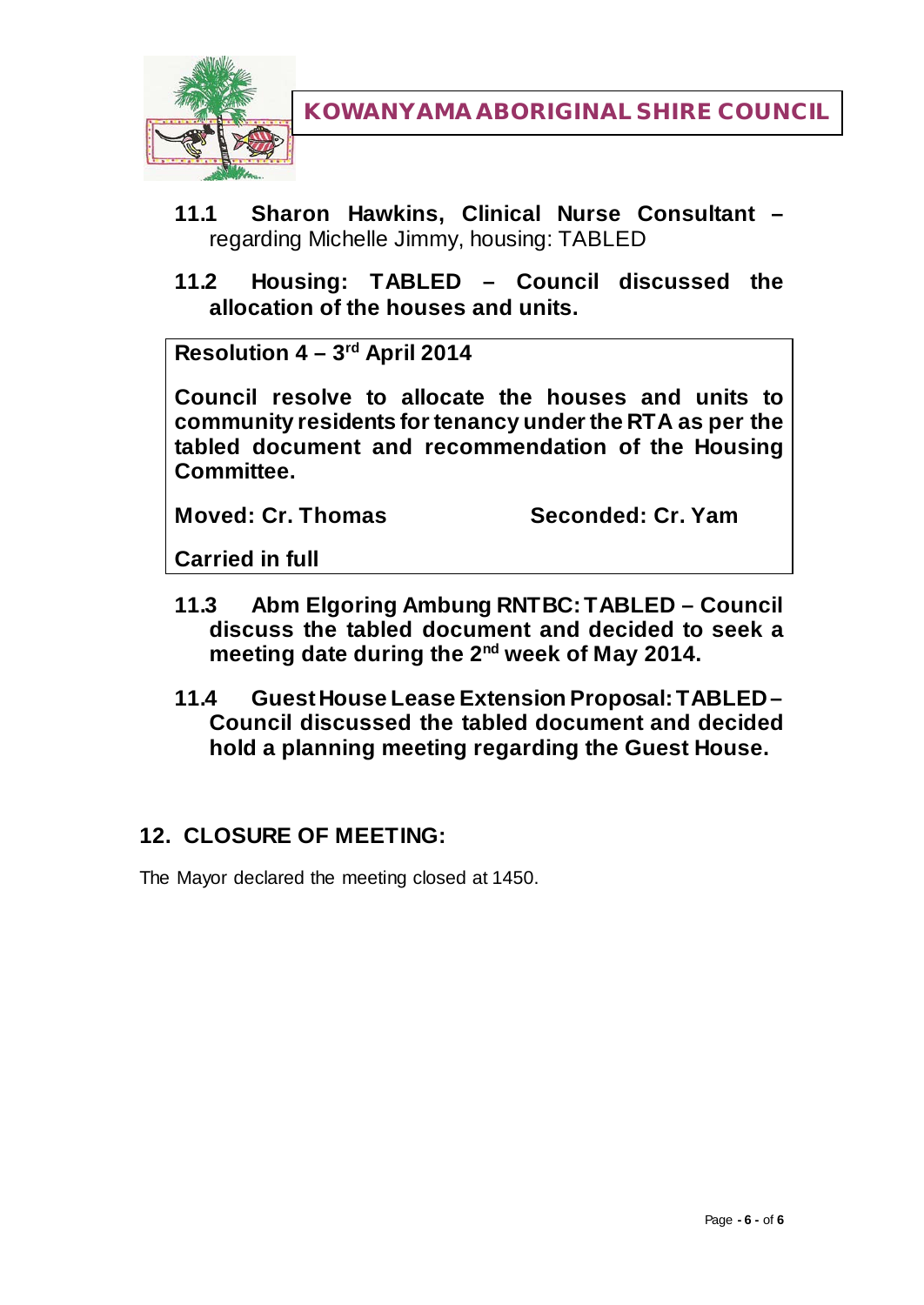**11.1 Sharon Hawkins, Clinical Nurse Consultant –** regarding Michelle Jimmy, housing: TABLED

**11.2 Housing: TABLED – Council discussed the allocation of the houses and units.**

> **Resolution 4 – 3rd April 2014**
>
> **Council resolve to allocate the houses and units to community residents for tenancy under the RTA as per the tabled document and recommendation of the Housing Committee.**
>
> **Moved: Cr. Thomas** **Seconded: Cr. Yam**
>
> **Carried in full**

**11.3 Abm Elgoring Ambung RNTBC: TABLED – Council discuss the tabled document and decided to seek a meeting date during the 2nd week of May 2014.**

**11.4 Guest House Lease Extension Proposal: TABLED – Council discussed the tabled document and decided hold a planning meeting regarding the Guest House.**

## 12. CLOSURE OF MEETING:

The Mayor declared the meeting closed at 1450.